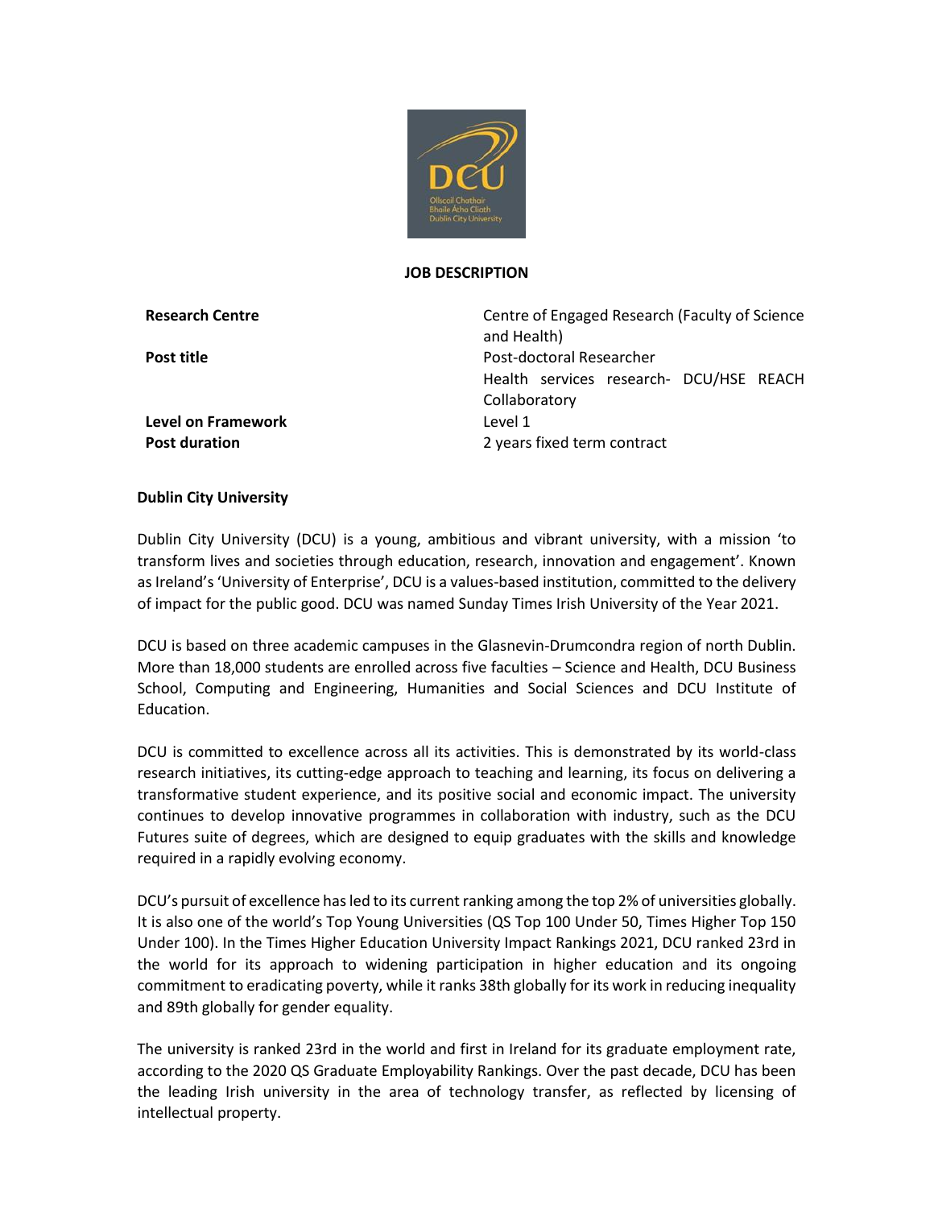# JOB DESCRIPTION

| | |
|---|---|
| **Research Centre** | Centre of Engaged Research (Faculty of Science and Health) |
| **Post title** | Post-doctoral Researcher<br>Health services research- DCU/HSE REACH Collaboratory |
| **Level on Framework** | Level 1 |
| **Post duration** | 2 years fixed term contract |

## Dublin City University

Dublin City University (DCU) is a young, ambitious and vibrant university, with a mission 'to transform lives and societies through education, research, innovation and engagement'. Known as Ireland's 'University of Enterprise', DCU is a values-based institution, committed to the delivery of impact for the public good. DCU was named Sunday Times Irish University of the Year 2021.

DCU is based on three academic campuses in the Glasnevin-Drumcondra region of north Dublin. More than 18,000 students are enrolled across five faculties – Science and Health, DCU Business School, Computing and Engineering, Humanities and Social Sciences and DCU Institute of Education.

DCU is committed to excellence across all its activities. This is demonstrated by its world-class research initiatives, its cutting-edge approach to teaching and learning, its focus on delivering a transformative student experience, and its positive social and economic impact. The university continues to develop innovative programmes in collaboration with industry, such as the DCU Futures suite of degrees, which are designed to equip graduates with the skills and knowledge required in a rapidly evolving economy.

DCU's pursuit of excellence has led to its current ranking among the top 2% of universities globally. It is also one of the world's Top Young Universities (QS Top 100 Under 50, Times Higher Top 150 Under 100). In the Times Higher Education University Impact Rankings 2021, DCU ranked 23rd in the world for its approach to widening participation in higher education and its ongoing commitment to eradicating poverty, while it ranks 38th globally for its work in reducing inequality and 89th globally for gender equality.

The university is ranked 23rd in the world and first in Ireland for its graduate employment rate, according to the 2020 QS Graduate Employability Rankings. Over the past decade, DCU has been the leading Irish university in the area of technology transfer, as reflected by licensing of intellectual property.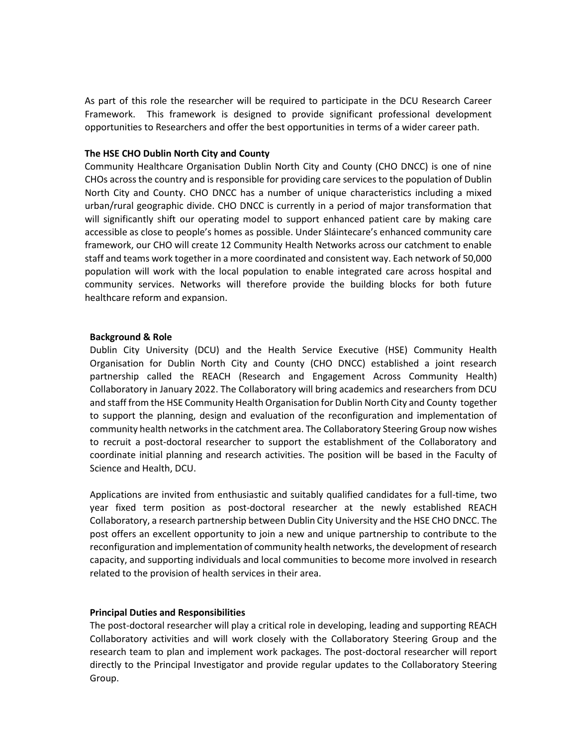As part of this role the researcher will be required to participate in the DCU Research Career Framework. This framework is designed to provide significant professional development opportunities to Researchers and offer the best opportunities in terms of a wider career path.

**The HSE CHO Dublin North City and County**

Community Healthcare Organisation Dublin North City and County (CHO DNCC) is one of nine CHOs across the country and is responsible for providing care services to the population of Dublin North City and County. CHO DNCC has a number of unique characteristics including a mixed urban/rural geographic divide. CHO DNCC is currently in a period of major transformation that will significantly shift our operating model to support enhanced patient care by making care accessible as close to people's homes as possible. Under Sláintecare's enhanced community care framework, our CHO will create 12 Community Health Networks across our catchment to enable staff and teams work together in a more coordinated and consistent way. Each network of 50,000 population will work with the local population to enable integrated care across hospital and community services. Networks will therefore provide the building blocks for both future healthcare reform and expansion.

**Background & Role**

Dublin City University (DCU) and the Health Service Executive (HSE) Community Health Organisation for Dublin North City and County (CHO DNCC) established a joint research partnership called the REACH (Research and Engagement Across Community Health) Collaboratory in January 2022. The Collaboratory will bring academics and researchers from DCU and staff from the HSE Community Health Organisation for Dublin North City and County together to support the planning, design and evaluation of the reconfiguration and implementation of community health networks in the catchment area. The Collaboratory Steering Group now wishes to recruit a post-doctoral researcher to support the establishment of the Collaboratory and coordinate initial planning and research activities. The position will be based in the Faculty of Science and Health, DCU.

Applications are invited from enthusiastic and suitably qualified candidates for a full-time, two year fixed term position as post-doctoral researcher at the newly established REACH Collaboratory, a research partnership between Dublin City University and the HSE CHO DNCC. The post offers an excellent opportunity to join a new and unique partnership to contribute to the reconfiguration and implementation of community health networks, the development of research capacity, and supporting individuals and local communities to become more involved in research related to the provision of health services in their area.

**Principal Duties and Responsibilities**

The post-doctoral researcher will play a critical role in developing, leading and supporting REACH Collaboratory activities and will work closely with the Collaboratory Steering Group and the research team to plan and implement work packages. The post-doctoral researcher will report directly to the Principal Investigator and provide regular updates to the Collaboratory Steering Group.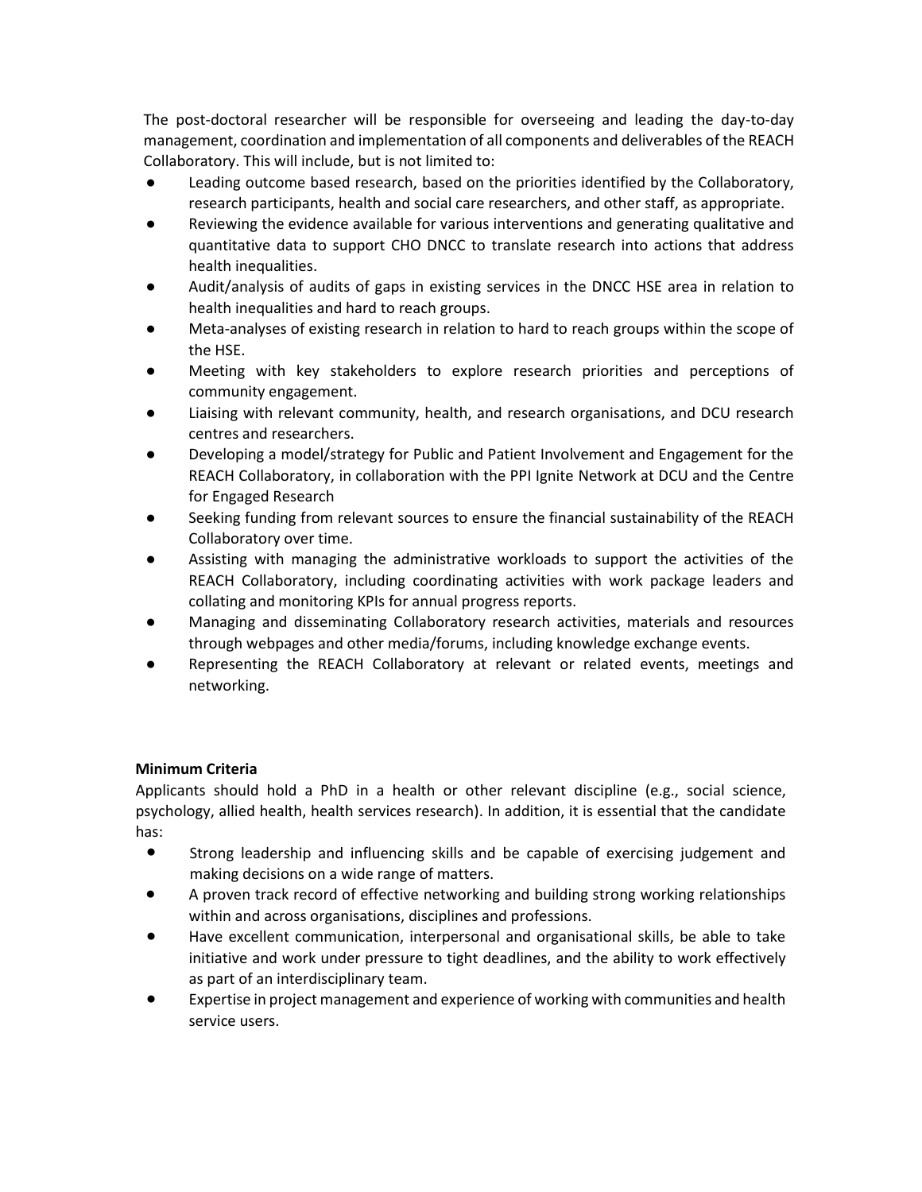The post-doctoral researcher will be responsible for overseeing and leading the day-to-day management, coordination and implementation of all components and deliverables of the REACH Collaboratory. This will include, but is not limited to:

- Leading outcome based research, based on the priorities identified by the Collaboratory, research participants, health and social care researchers, and other staff, as appropriate.
- Reviewing the evidence available for various interventions and generating qualitative and quantitative data to support CHO DNCC to translate research into actions that address health inequalities.
- Audit/analysis of audits of gaps in existing services in the DNCC HSE area in relation to health inequalities and hard to reach groups.
- Meta-analyses of existing research in relation to hard to reach groups within the scope of the HSE.
- Meeting with key stakeholders to explore research priorities and perceptions of community engagement.
- Liaising with relevant community, health, and research organisations, and DCU research centres and researchers.
- Developing a model/strategy for Public and Patient Involvement and Engagement for the REACH Collaboratory, in collaboration with the PPI Ignite Network at DCU and the Centre for Engaged Research
- Seeking funding from relevant sources to ensure the financial sustainability of the REACH Collaboratory over time.
- Assisting with managing the administrative workloads to support the activities of the REACH Collaboratory, including coordinating activities with work package leaders and collating and monitoring KPIs for annual progress reports.
- Managing and disseminating Collaboratory research activities, materials and resources through webpages and other media/forums, including knowledge exchange events.
- Representing the REACH Collaboratory at relevant or related events, meetings and networking.

**Minimum Criteria**

Applicants should hold a PhD in a health or other relevant discipline (e.g., social science, psychology, allied health, health services research). In addition, it is essential that the candidate has:

- Strong leadership and influencing skills and be capable of exercising judgement and making decisions on a wide range of matters.
- A proven track record of effective networking and building strong working relationships within and across organisations, disciplines and professions.
- Have excellent communication, interpersonal and organisational skills, be able to take initiative and work under pressure to tight deadlines, and the ability to work effectively as part of an interdisciplinary team.
- Expertise in project management and experience of working with communities and health service users.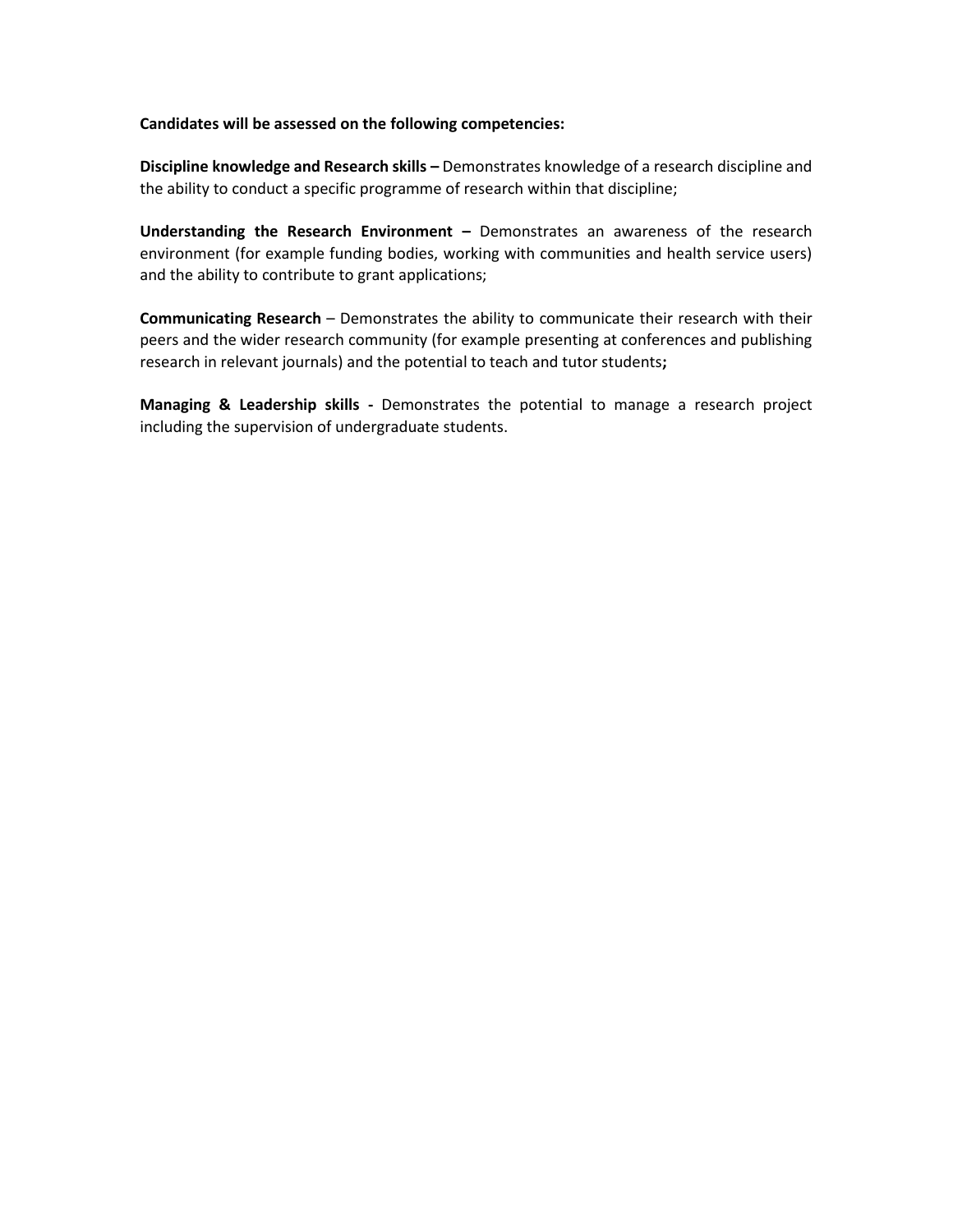**Candidates will be assessed on the following competencies:**

**Discipline knowledge and Research skills –** Demonstrates knowledge of a research discipline and the ability to conduct a specific programme of research within that discipline;

**Understanding the Research Environment –** Demonstrates an awareness of the research environment (for example funding bodies, working with communities and health service users) and the ability to contribute to grant applications;

**Communicating Research** – Demonstrates the ability to communicate their research with their peers and the wider research community (for example presenting at conferences and publishing research in relevant journals) and the potential to teach and tutor students**;**

**Managing & Leadership skills -** Demonstrates the potential to manage a research project including the supervision of undergraduate students.